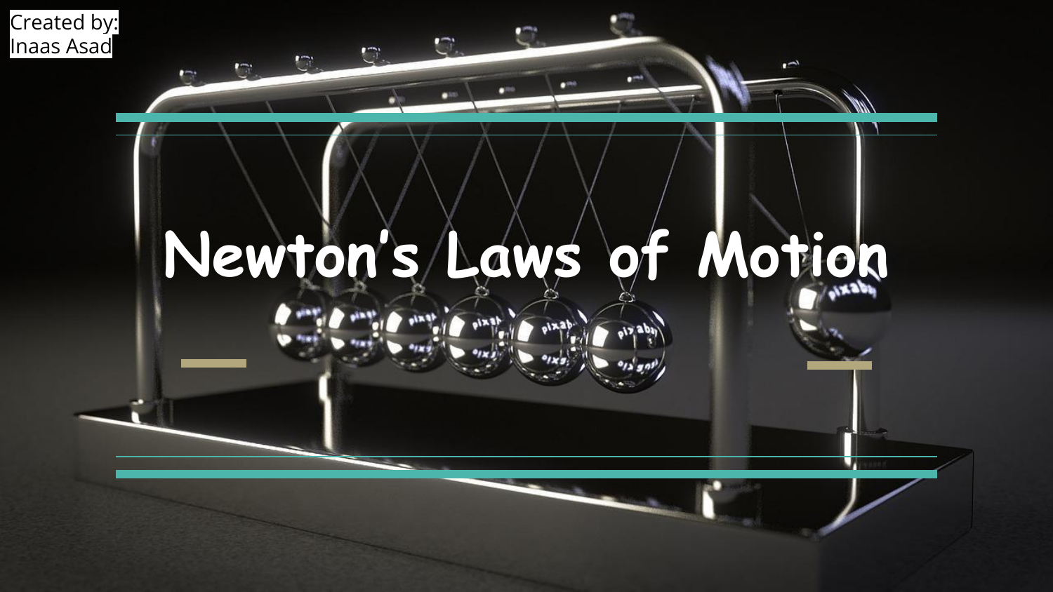Created by:
Inaas Asad

# Newton's Laws of Motion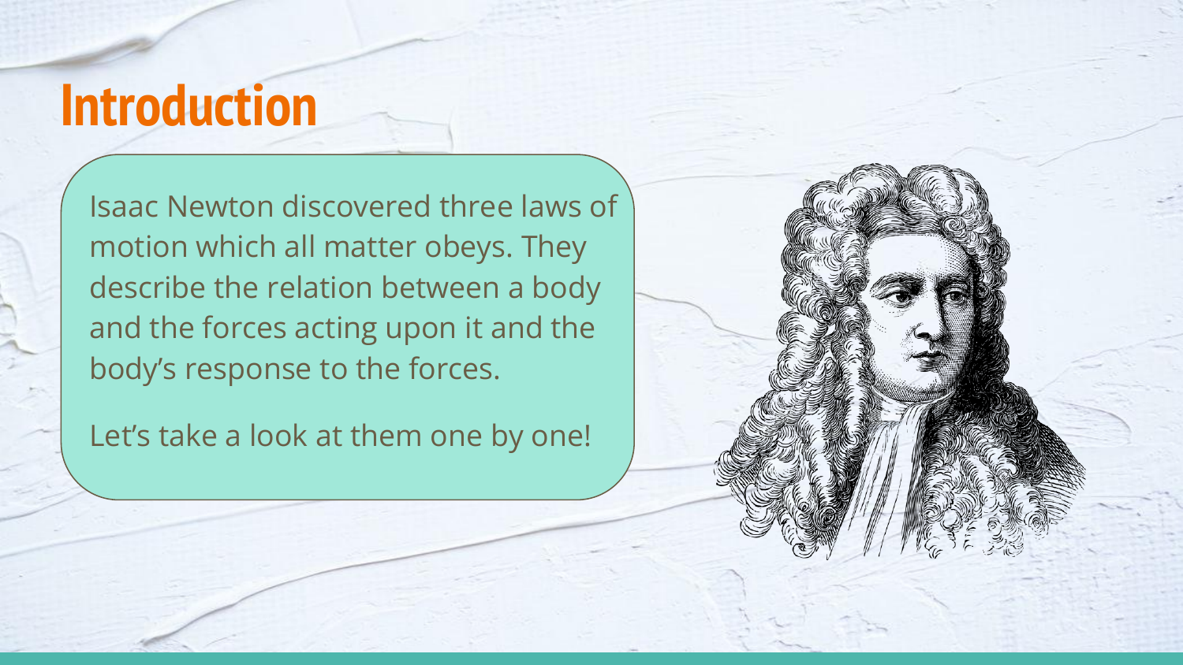# Introduction

Isaac Newton discovered three laws of motion which all matter obeys. They describe the relation between a body and the forces acting upon it and the body's response to the forces.

Let's take a look at them one by one!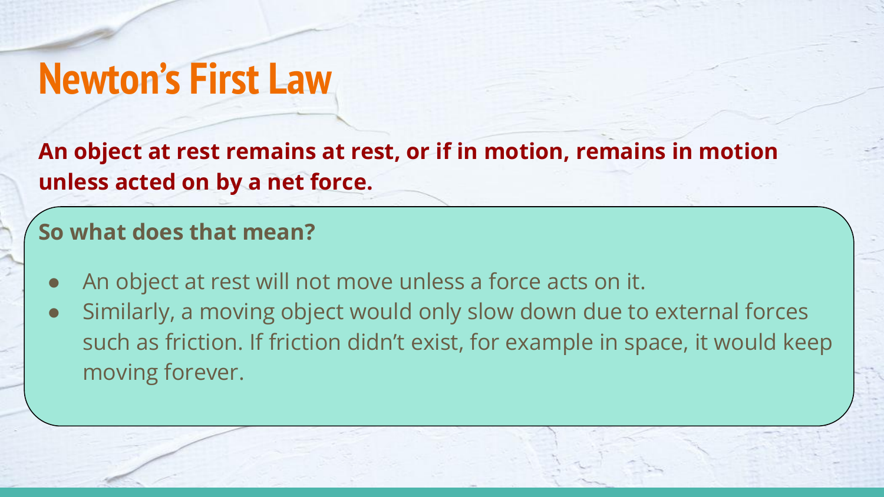# Newton's First Law

**An object at rest remains at rest, or if in motion, remains in motion unless acted on by a net force.**

**So what does that mean?**

- An object at rest will not move unless a force acts on it.
- Similarly, a moving object would only slow down due to external forces such as friction. If friction didn't exist, for example in space, it would keep moving forever.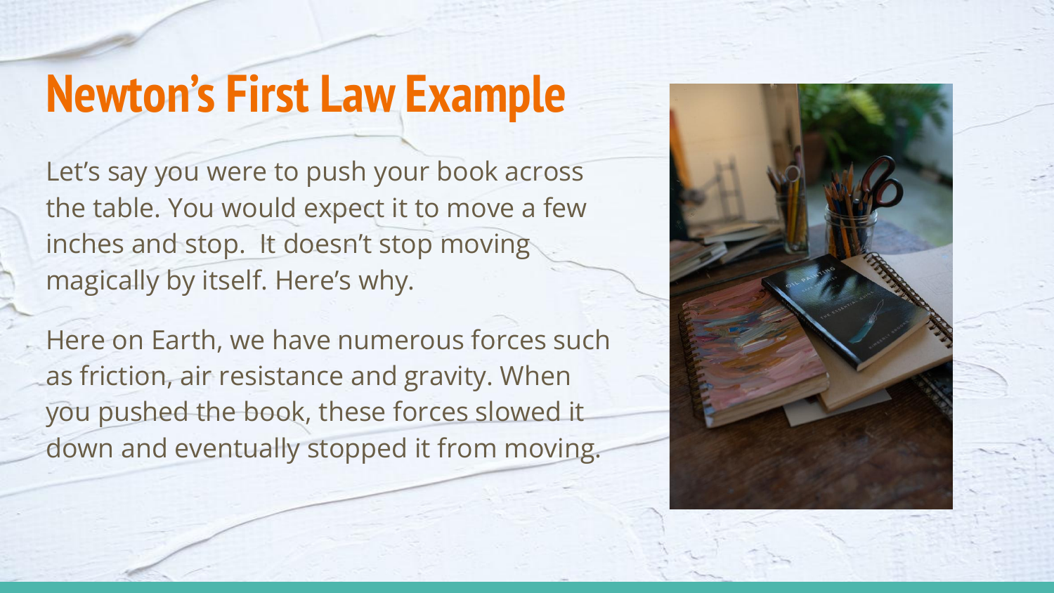# Newton's First Law Example

Let's say you were to push your book across the table. You would expect it to move a few inches and stop. It doesn't stop moving magically by itself. Here's why.

Here on Earth, we have numerous forces such as friction, air resistance and gravity. When you pushed the book, these forces slowed it down and eventually stopped it from moving.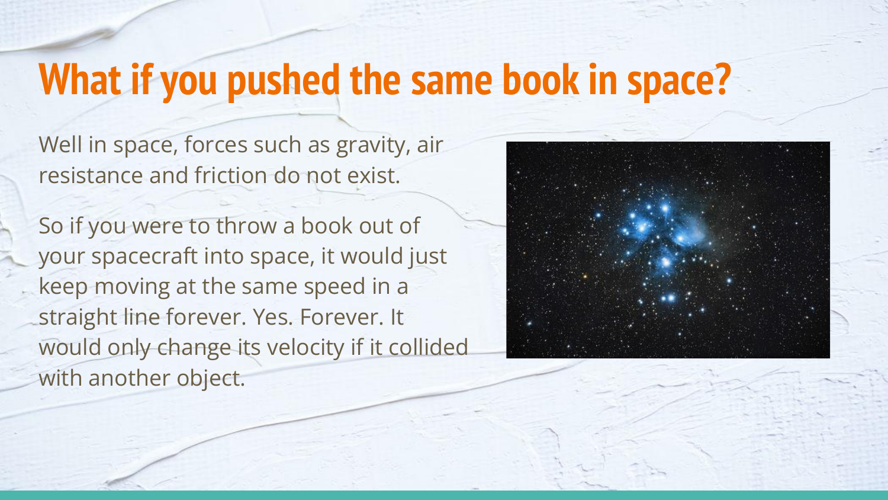# What if you pushed the same book in space?

Well in space, forces such as gravity, air resistance and friction do not exist.

So if you were to throw a book out of your spacecraft into space, it would just keep moving at the same speed in a straight line forever. Yes. Forever. It would only change its velocity if it collided with another object.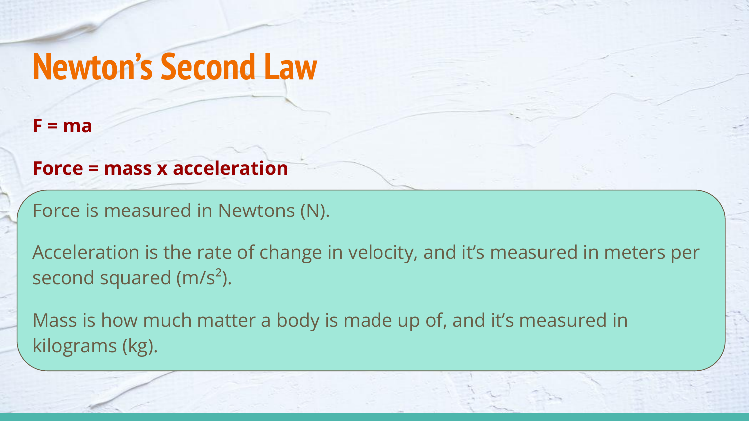# Newton’s Second Law

**$F = ma$**

**Force = mass x acceleration**

Force is measured in Newtons (N).

Acceleration is the rate of change in velocity, and it’s measured in meters per second squared ($m/s^2$).

Mass is how much matter a body is made up of, and it’s measured in kilograms (kg).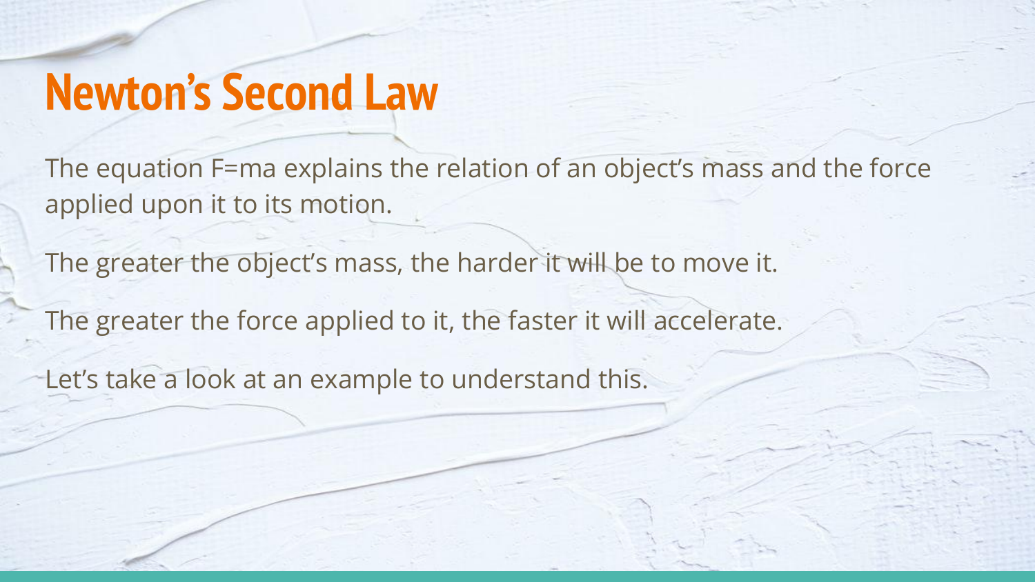# Newton's Second Law

The equation $F=ma$ explains the relation of an object's mass and the force applied upon it to its motion.

The greater the object's mass, the harder it will be to move it.

The greater the force applied to it, the faster it will accelerate.

Let's take a look at an example to understand this.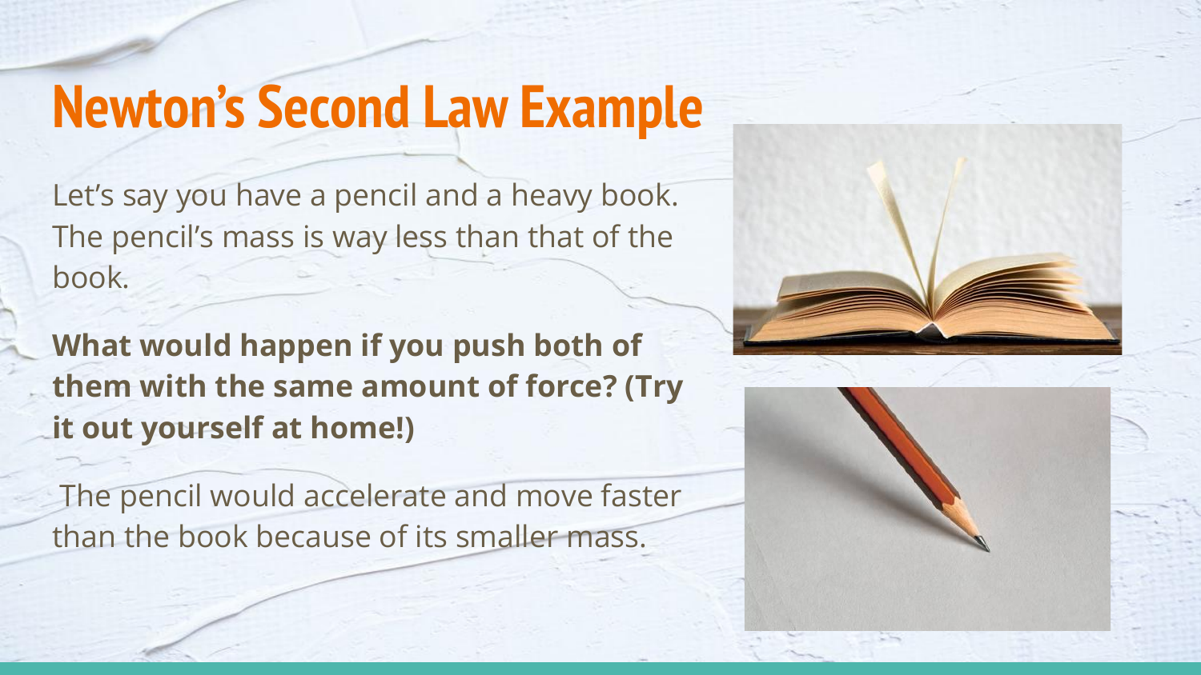# Newton’s Second Law Example

Let’s say you have a pencil and a heavy book. The pencil’s mass is way less than that of the book.

**What would happen if you push both of them with the same amount of force? (Try it out yourself at home!)**

The pencil would accelerate and move faster than the book because of its smaller mass.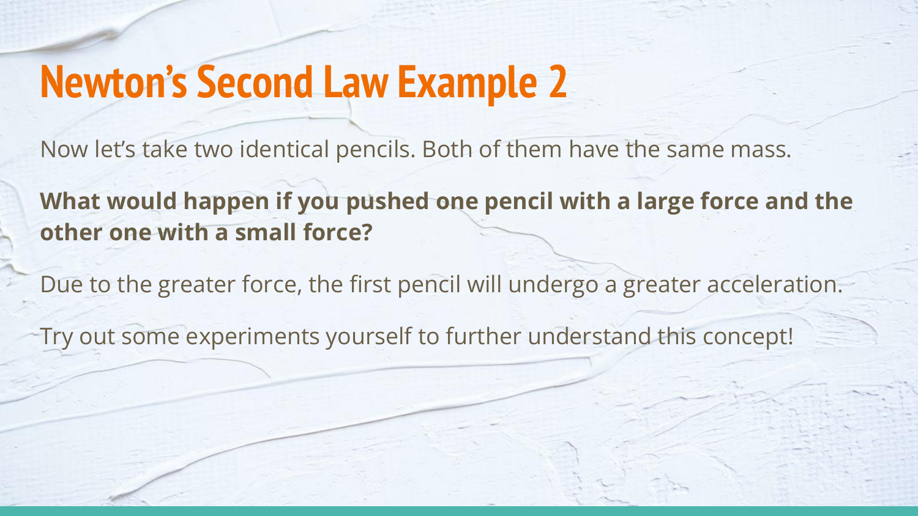# Newton’s Second Law Example 2

Now let’s take two identical pencils. Both of them have the same mass.

**What would happen if you pushed one pencil with a large force and the other one with a small force?**

Due to the greater force, the first pencil will undergo a greater acceleration.

Try out some experiments yourself to further understand this concept!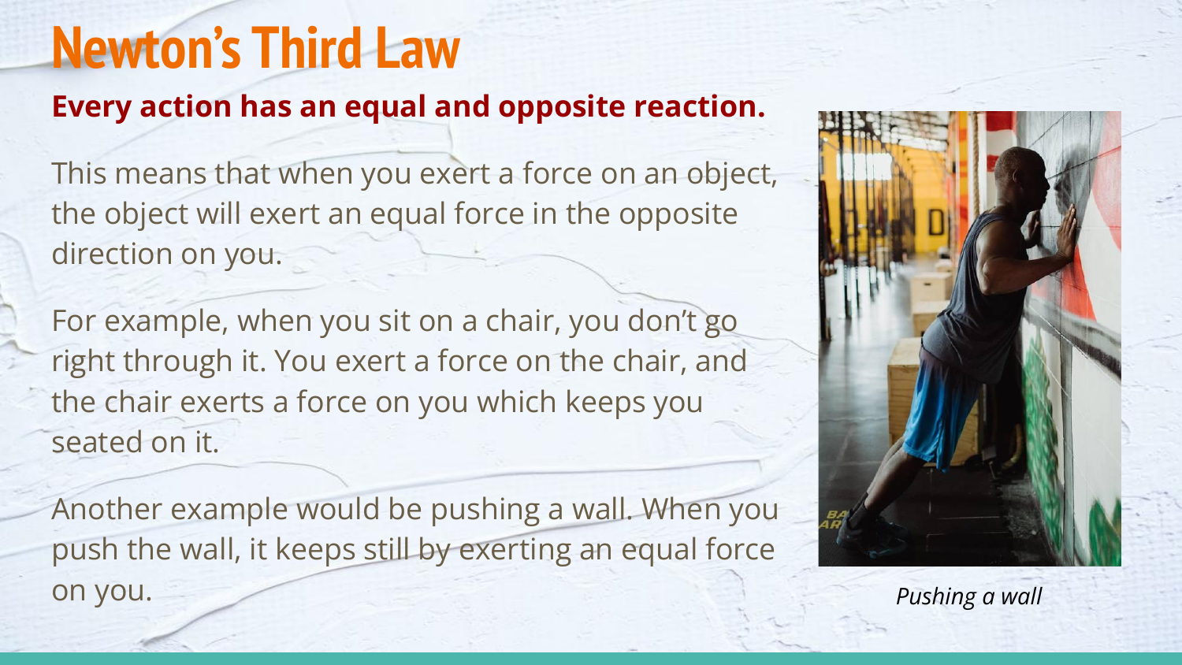# Newton’s Third Law

**Every action has an equal and opposite reaction.**

This means that when you exert a force on an object, the object will exert an equal force in the opposite direction on you.

For example, when you sit on a chair, you don’t go right through it. You exert a force on the chair, and the chair exerts a force on you which keeps you seated on it.

Another example would be pushing a wall. When you push the wall, it keeps still by exerting an equal force on you.

*Pushing a wall*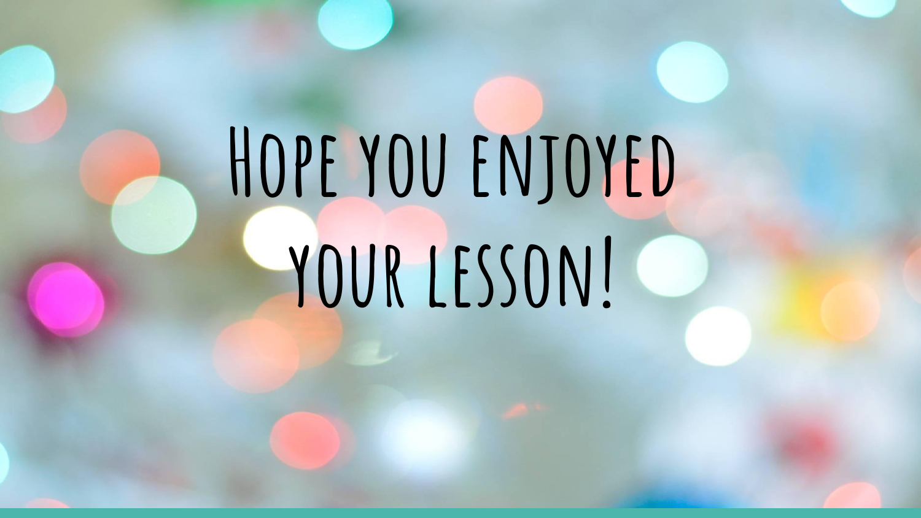# Hope you enjoyed your lesson!